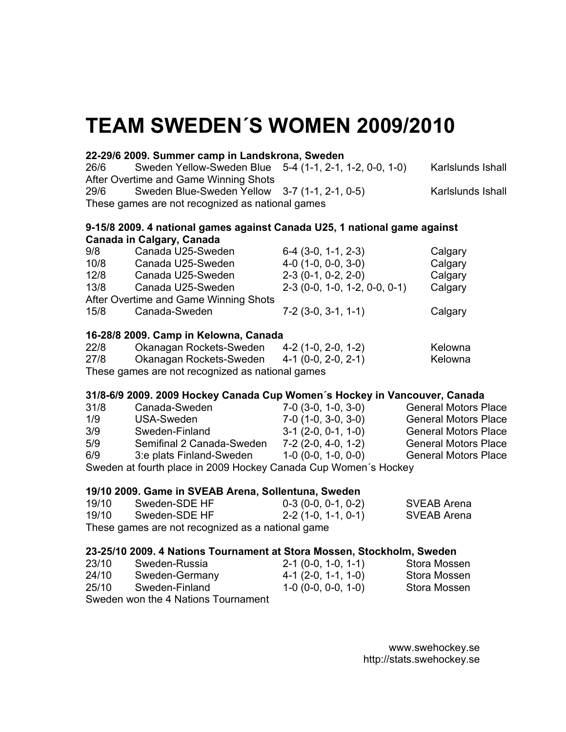# TEAM SWEDEN´S WOMEN 2009/2010

**22-29/6 2009. Summer camp in Landskrona, Sweden**

| | | | |
|---|---|---|---|
| 26/6 | Sweden Yellow-Sweden Blue | 5-4 (1-1, 2-1, 1-2, 0-0, 1-0) | Karlslunds Ishall |
| After Overtime and Game Winning Shots | | | |
| 29/6 | Sweden Blue-Sweden Yellow | 3-7 (1-1, 2-1, 0-5) | Karlslunds Ishall |

These games are not recognized as national games

**9-15/8 2009. 4 national games against Canada U25, 1 national game against Canada in Calgary, Canada**

| | | | |
|---|---|---|---|
| 9/8 | Canada U25-Sweden | 6-4 (3-0, 1-1, 2-3) | Calgary |
| 10/8 | Canada U25-Sweden | 4-0 (1-0, 0-0, 3-0) | Calgary |
| 12/8 | Canada U25-Sweden | 2-3 (0-1, 0-2, 2-0) | Calgary |
| 13/8 | Canada U25-Sweden | 2-3 (0-0, 1-0, 1-2, 0-0, 0-1) | Calgary |
| After Overtime and Game Winning Shots | | | |
| 15/8 | Canada-Sweden | 7-2 (3-0, 3-1, 1-1) | Calgary |

**16-28/8 2009. Camp in Kelowna, Canada**

| | | | |
|---|---|---|---|
| 22/8 | Okanagan Rockets-Sweden | 4-2 (1-0, 2-0, 1-2) | Kelowna |
| 27/8 | Okanagan Rockets-Sweden | 4-1 (0-0, 2-0, 2-1) | Kelowna |

These games are not recognized as national games

**31/8-6/9 2009. 2009 Hockey Canada Cup Women´s Hockey in Vancouver, Canada**

| | | | |
|---|---|---|---|
| 31/8 | Canada-Sweden | 7-0 (3-0, 1-0, 3-0) | General Motors Place |
| 1/9 | USA-Sweden | 7-0 (1-0, 3-0, 3-0) | General Motors Place |
| 3/9 | Sweden-Finland | 3-1 (2-0, 0-1, 1-0) | General Motors Place |
| 5/9 | Semifinal 2 Canada-Sweden | 7-2 (2-0, 4-0, 1-2) | General Motors Place |
| 6/9 | 3:e plats Finland-Sweden | 1-0 (0-0, 1-0, 0-0) | General Motors Place |

Sweden at fourth place in 2009 Hockey Canada Cup Women´s Hockey

**19/10 2009. Game in SVEAB Arena, Sollentuna, Sweden**

| | | | |
|---|---|---|---|
| 19/10 | Sweden-SDE HF | 0-3 (0-0, 0-1, 0-2) | SVEAB Arena |
| 19/10 | Sweden-SDE HF | 2-2 (1-0, 1-1, 0-1) | SVEAB Arena |

These games are not recognized as a national game

**23-25/10 2009. 4 Nations Tournament at Stora Mossen, Stockholm, Sweden**

| | | | |
|---|---|---|---|
| 23/10 | Sweden-Russia | 2-1 (0-0, 1-0, 1-1) | Stora Mossen |
| 24/10 | Sweden-Germany | 4-1 (2-0, 1-1, 1-0) | Stora Mossen |
| 25/10 | Sweden-Finland | 1-0 (0-0, 0-0, 1-0) | Stora Mossen |

Sweden won the 4 Nations Tournament

www.swehockey.se
http://stats.swehockey.se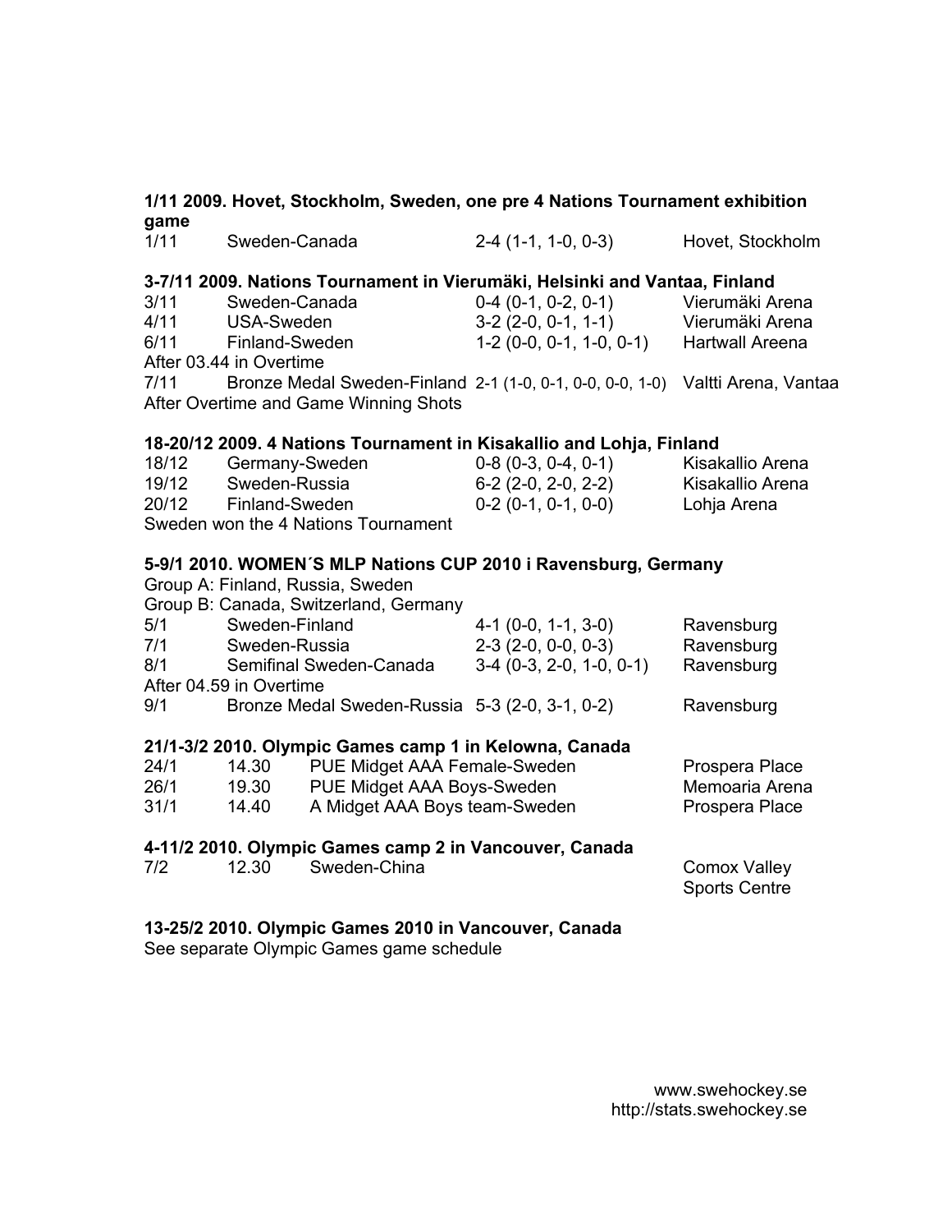**1/11 2009. Hovet, Stockholm, Sweden, one pre 4 Nations Tournament exhibition game**

| | | | |
|---|---|---|---|
| 1/11 | Sweden-Canada | 2-4 (1-1, 1-0, 0-3) | Hovet, Stockholm |

**3-7/11 2009. Nations Tournament in Vierumäki, Helsinki and Vantaa, Finland**

| | | | |
|---|---|---|---|
| 3/11 | Sweden-Canada | 0-4 (0-1, 0-2, 0-1) | Vierumäki Arena |
| 4/11 | USA-Sweden | 3-2 (2-0, 0-1, 1-1) | Vierumäki Arena |
| 6/11 | Finland-Sweden | 1-2 (0-0, 0-1, 1-0, 0-1) | Hartwall Areena |
| After 03.44 in Overtime | | | |
| 7/11 | Bronze Medal Sweden-Finland | 2-1 (1-0, 0-1, 0-0, 0-0, 1-0) | Valtti Arena, Vantaa |
| After Overtime and Game Winning Shots | | | |

**18-20/12 2009. 4 Nations Tournament in Kisakallio and Lohja, Finland**

| | | | |
|---|---|---|---|
| 18/12 | Germany-Sweden | 0-8 (0-3, 0-4, 0-1) | Kisakallio Arena |
| 19/12 | Sweden-Russia | 6-2 (2-0, 2-0, 2-2) | Kisakallio Arena |
| 20/12 | Finland-Sweden | 0-2 (0-1, 0-1, 0-0) | Lohja Arena |

Sweden won the 4 Nations Tournament

**5-9/1 2010. WOMEN´S MLP Nations CUP 2010 i Ravensburg, Germany**

Group A: Finland, Russia, Sweden
Group B: Canada, Switzerland, Germany

| | | | |
|---|---|---|---|
| 5/1 | Sweden-Finland | 4-1 (0-0, 1-1, 3-0) | Ravensburg |
| 7/1 | Sweden-Russia | 2-3 (2-0, 0-0, 0-3) | Ravensburg |
| 8/1 | Semifinal Sweden-Canada | 3-4 (0-3, 2-0, 1-0, 0-1) | Ravensburg |
| After 04.59 in Overtime | | | |
| 9/1 | Bronze Medal Sweden-Russia | 5-3 (2-0, 3-1, 0-2) | Ravensburg |

**21/1-3/2 2010. Olympic Games camp 1 in Kelowna, Canada**

| | | | |
|---|---|---|---|
| 24/1 | 14.30 | PUE Midget AAA Female-Sweden | Prospera Place |
| 26/1 | 19.30 | PUE Midget AAA Boys-Sweden | Memoaria Arena |
| 31/1 | 14.40 | A Midget AAA Boys team-Sweden | Prospera Place |

**4-11/2 2010. Olympic Games camp 2 in Vancouver, Canada**

| | | | |
|---|---|---|---|
| 7/2 | 12.30 | Sweden-China | Comox Valley Sports Centre |

**13-25/2 2010. Olympic Games 2010 in Vancouver, Canada**

See separate Olympic Games game schedule

www.swehockey.se
http://stats.swehockey.se